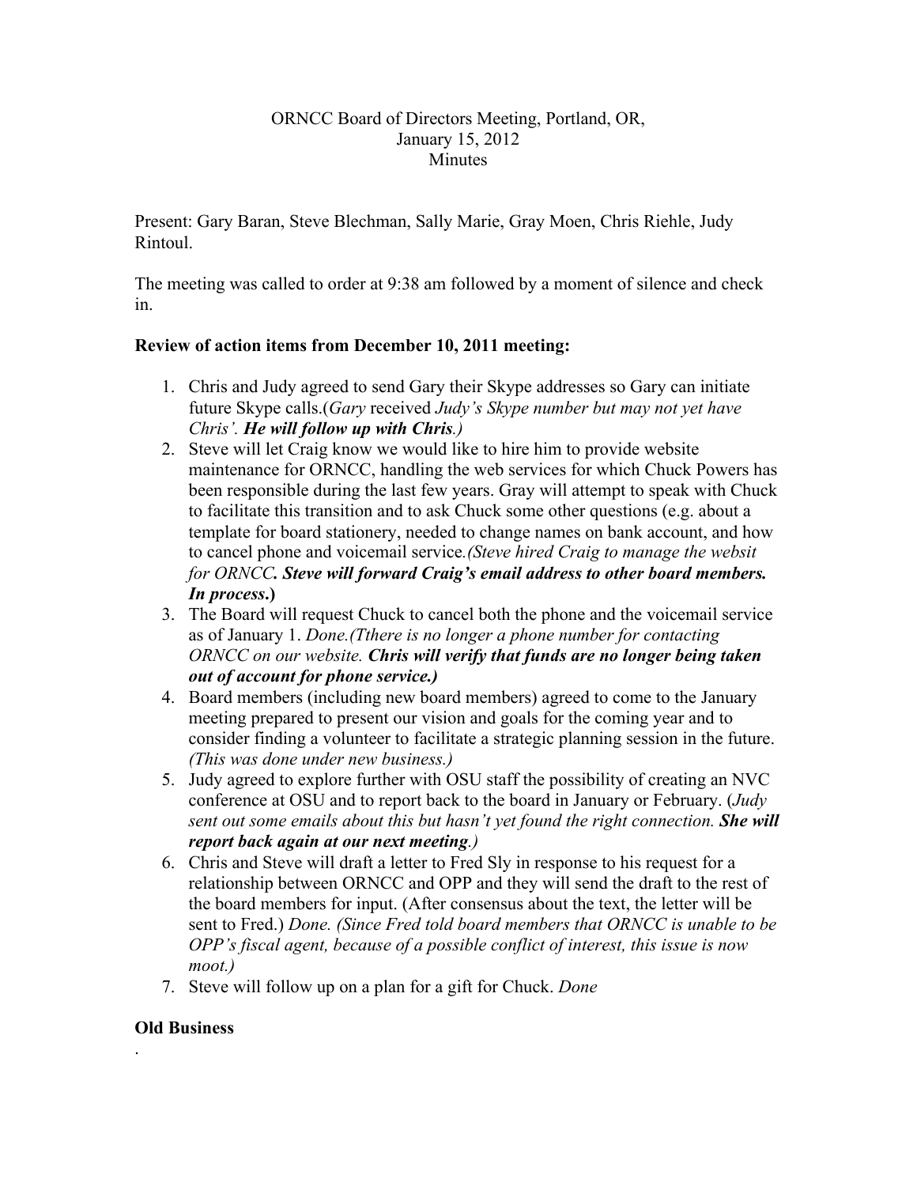ORNCC Board of Directors Meeting, Portland, OR,
January 15, 2012
Minutes

Present: Gary Baran, Steve Blechman, Sally Marie, Gray Moen, Chris Riehle, Judy Rintoul.

The meeting was called to order at 9:38 am followed by a moment of silence and check in.

**Review of action items from December 10, 2011 meeting:**

1. Chris and Judy agreed to send Gary their Skype addresses so Gary can initiate future Skype calls.(*Gary* received *Judy's Skype number but may not yet have Chris'. **He will follow up with Chris**.)*
2. Steve will let Craig know we would like to hire him to provide website maintenance for ORNCC, handling the web services for which Chuck Powers has been responsible during the last few years. Gray will attempt to speak with Chuck to facilitate this transition and to ask Chuck some other questions (e.g. about a template for board stationery, needed to change names on bank account, and how to cancel phone and voicemail service*.(Steve hired Craig to manage the websit for ORNCC*. ***Steve will forward Craig's email address to other board members. In process*.)**
3. The Board will request Chuck to cancel both the phone and the voicemail service as of January 1. *Done.(Tthere is no longer a phone number for contacting ORNCC on our website.* ***Chris will verify that funds are no longer being taken out of account for phone service.)***
4. Board members (including new board members) agreed to come to the January meeting prepared to present our vision and goals for the coming year and to consider finding a volunteer to facilitate a strategic planning session in the future. *(This was done under new business.)*
5. Judy agreed to explore further with OSU staff the possibility of creating an NVC conference at OSU and to report back to the board in January or February. (*Judy sent out some emails about this but hasn't yet found the right connection.* ***She will report back again at our next meeting**.)*
6. Chris and Steve will draft a letter to Fred Sly in response to his request for a relationship between ORNCC and OPP and they will send the draft to the rest of the board members for input. (After consensus about the text, the letter will be sent to Fred.) *Done. (Since Fred told board members that ORNCC is unable to be OPP's fiscal agent, because of a possible conflict of interest, this issue is now moot.)*
7. Steve will follow up on a plan for a gift for Chuck. *Done*

**Old Business**

.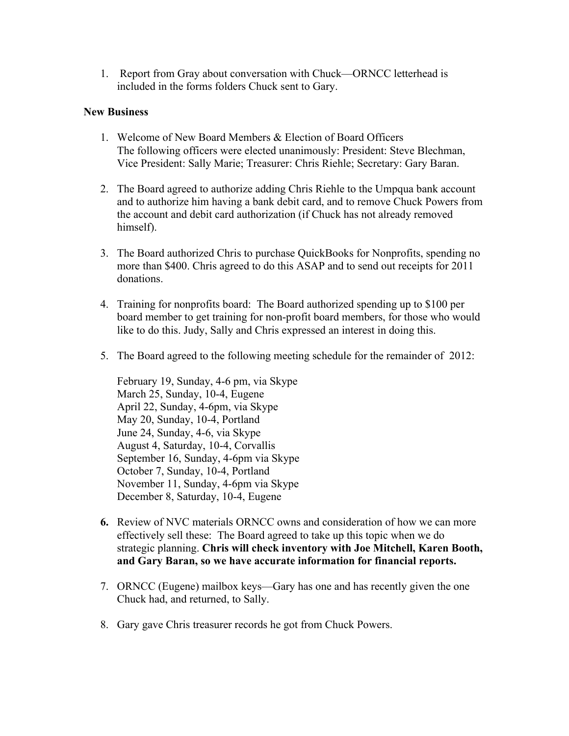1. Report from Gray about conversation with Chuck—ORNCC letterhead is included in the forms folders Chuck sent to Gary.

**New Business**

1. Welcome of New Board Members & Election of Board Officers
   The following officers were elected unanimously: President: Steve Blechman, Vice President: Sally Marie; Treasurer: Chris Riehle; Secretary: Gary Baran.

2. The Board agreed to authorize adding Chris Riehle to the Umpqua bank account and to authorize him having a bank debit card, and to remove Chuck Powers from the account and debit card authorization (if Chuck has not already removed himself).

3. The Board authorized Chris to purchase QuickBooks for Nonprofits, spending no more than $400. Chris agreed to do this ASAP and to send out receipts for 2011 donations.

4. Training for nonprofits board: The Board authorized spending up to $100 per board member to get training for non-profit board members, for those who would like to do this. Judy, Sally and Chris expressed an interest in doing this.

5. The Board agreed to the following meeting schedule for the remainder of 2012:

   February 19, Sunday, 4-6 pm, via Skype
   March 25, Sunday, 10-4, Eugene
   April 22, Sunday, 4-6pm, via Skype
   May 20, Sunday, 10-4, Portland
   June 24, Sunday, 4-6, via Skype
   August 4, Saturday, 10-4, Corvallis
   September 16, Sunday, 4-6pm via Skype
   October 7, Sunday, 10-4, Portland
   November 11, Sunday, 4-6pm via Skype
   December 8, Saturday, 10-4, Eugene

6. Review of NVC materials ORNCC owns and consideration of how we can more effectively sell these: The Board agreed to take up this topic when we do strategic planning. **Chris will check inventory with Joe Mitchell, Karen Booth, and Gary Baran, so we have accurate information for financial reports.**

7. ORNCC (Eugene) mailbox keys—Gary has one and has recently given the one Chuck had, and returned, to Sally.

8. Gary gave Chris treasurer records he got from Chuck Powers.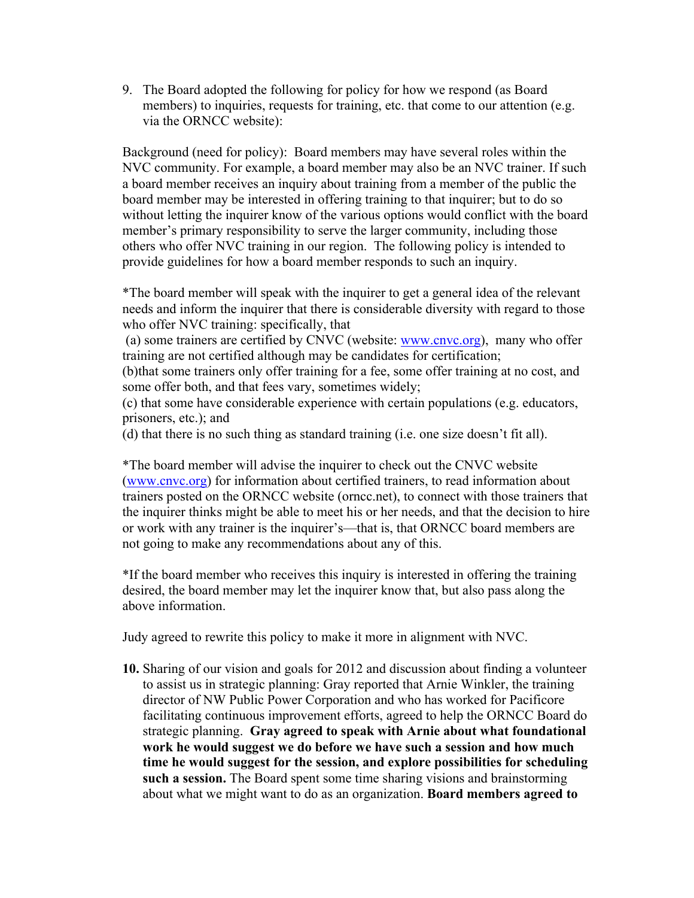9. The Board adopted the following for policy for how we respond (as Board members) to inquiries, requests for training, etc. that come to our attention (e.g. via the ORNCC website):

Background (need for policy): Board members may have several roles within the NVC community. For example, a board member may also be an NVC trainer. If such a board member receives an inquiry about training from a member of the public the board member may be interested in offering training to that inquirer; but to do so without letting the inquirer know of the various options would conflict with the board member's primary responsibility to serve the larger community, including those others who offer NVC training in our region. The following policy is intended to provide guidelines for how a board member responds to such an inquiry.

*The board member will speak with the inquirer to get a general idea of the relevant needs and inform the inquirer that there is considerable diversity with regard to those who offer NVC training: specifically, that
(a) some trainers are certified by CNVC (website: www.cnvc.org), many who offer training are not certified although may be candidates for certification;
(b)that some trainers only offer training for a fee, some offer training at no cost, and some offer both, and that fees vary, sometimes widely;
(c) that some have considerable experience with certain populations (e.g. educators, prisoners, etc.); and
(d) that there is no such thing as standard training (i.e. one size doesn't fit all).

*The board member will advise the inquirer to check out the CNVC website (www.cnvc.org) for information about certified trainers, to read information about trainers posted on the ORNCC website (orncc.net), to connect with those trainers that the inquirer thinks might be able to meet his or her needs, and that the decision to hire or work with any trainer is the inquirer's—that is, that ORNCC board members are not going to make any recommendations about any of this.

*If the board member who receives this inquiry is interested in offering the training desired, the board member may let the inquirer know that, but also pass along the above information.

Judy agreed to rewrite this policy to make it more in alignment with NVC.

**10.** Sharing of our vision and goals for 2012 and discussion about finding a volunteer to assist us in strategic planning: Gray reported that Arnie Winkler, the training director of NW Public Power Corporation and who has worked for Pacificore facilitating continuous improvement efforts, agreed to help the ORNCC Board do strategic planning. **Gray agreed to speak with Arnie about what foundational work he would suggest we do before we have such a session and how much time he would suggest for the session, and explore possibilities for scheduling such a session.** The Board spent some time sharing visions and brainstorming about what we might want to do as an organization. **Board members agreed to**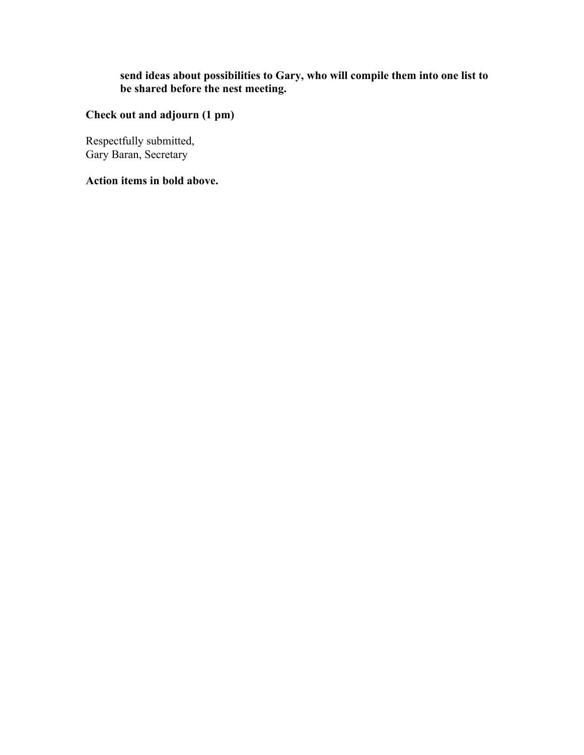**send ideas about possibilities to Gary, who will compile them into one list to be shared before the nest meeting.**

**Check out and adjourn (1 pm)**

Respectfully submitted,
Gary Baran, Secretary

**Action items in bold above.**